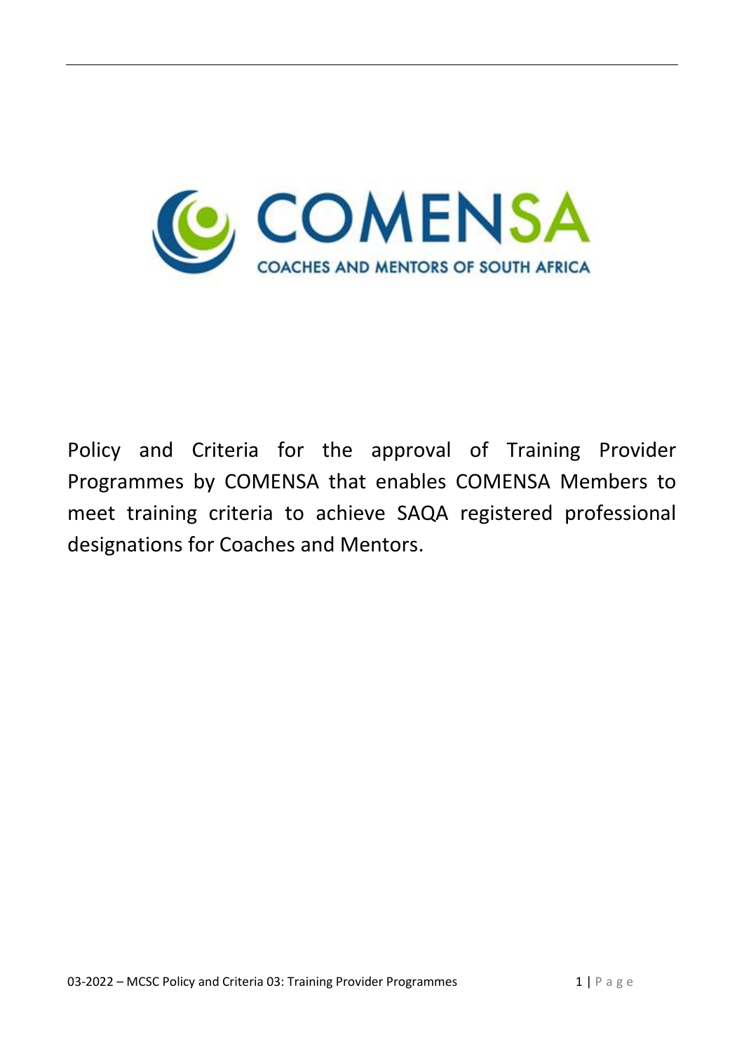COMENSA

COACHES AND MENTORS OF SOUTH AFRICA

Policy and Criteria for the approval of Training Provider Programmes by COMENSA that enables COMENSA Members to meet training criteria to achieve SAQA registered professional designations for Coaches and Mentors.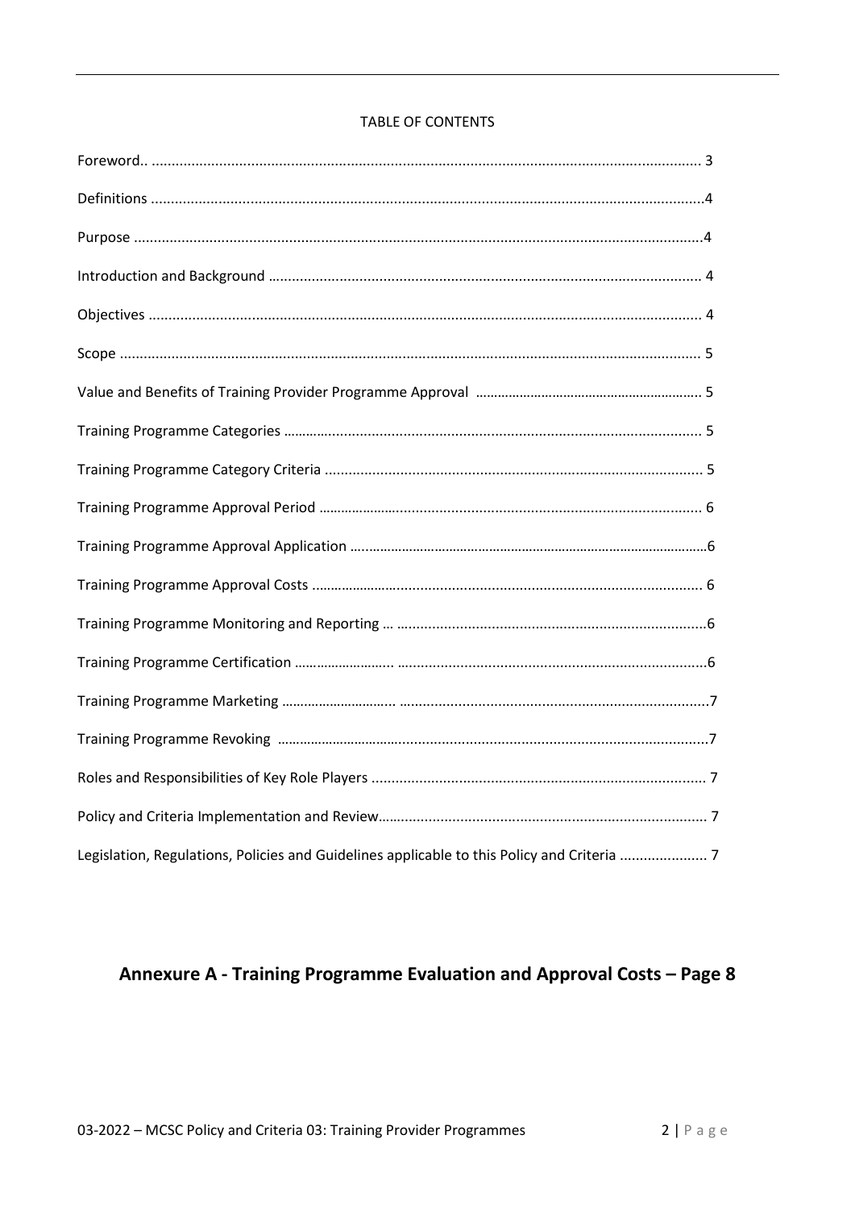TABLE OF CONTENTS

Foreword.. ........................................................................................................................... 3

Definitions ...........................................................................................................................4

Purpose ...............................................................................................................................4

Introduction and Background ............................................................................................ 4

Objectives ........................................................................................................................... 4

Scope .................................................................................................................................. 5

Value and Benefits of Training Provider Programme Approval ............................................ 5

Training Programme Categories ......................................................................................... 5

Training Programme Category Criteria ............................................................................... 5

Training Programme Approval Period ................................................................................. 6

Training Programme Approval Application ..........................................................................6

Training Programme Approval Costs .................................................................................. 6

Training Programme Monitoring and Reporting … ..............................................................6

Training Programme Certification ....................... ...............................................................6

Training Programme Marketing ......................... ...............................................................7

Training Programme Revoking ............................................................................................7

Roles and Responsibilities of Key Role Players .................................................................... 7

Policy and Criteria Implementation and Review.................................................................... 7

Legislation, Regulations, Policies and Guidelines applicable to this Policy and Criteria ...................... 7

## Annexure A - Training Programme Evaluation and Approval Costs – Page 8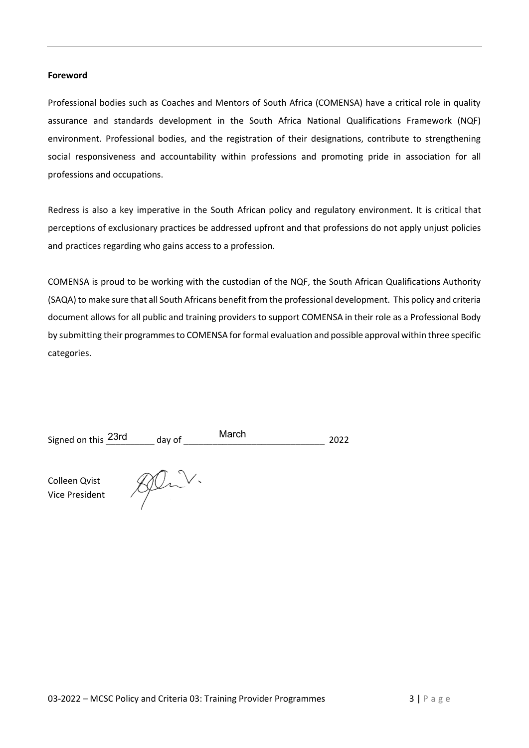**Foreword**

Professional bodies such as Coaches and Mentors of South Africa (COMENSA) have a critical role in quality assurance and standards development in the South Africa National Qualifications Framework (NQF) environment. Professional bodies, and the registration of their designations, contribute to strengthening social responsiveness and accountability within professions and promoting pride in association for all professions and occupations.

Redress is also a key imperative in the South African policy and regulatory environment. It is critical that perceptions of exclusionary practices be addressed upfront and that professions do not apply unjust policies and practices regarding who gains access to a profession.

COMENSA is proud to be working with the custodian of the NQF, the South African Qualifications Authority (SAQA) to make sure that all South Africans benefit from the professional development. This policy and criteria document allows for all public and training providers to support COMENSA in their role as a Professional Body by submitting their programmes to COMENSA for formal evaluation and possible approval within three specific categories.

Signed on this 23rd day of March 2022

Colleen Qvist
Vice President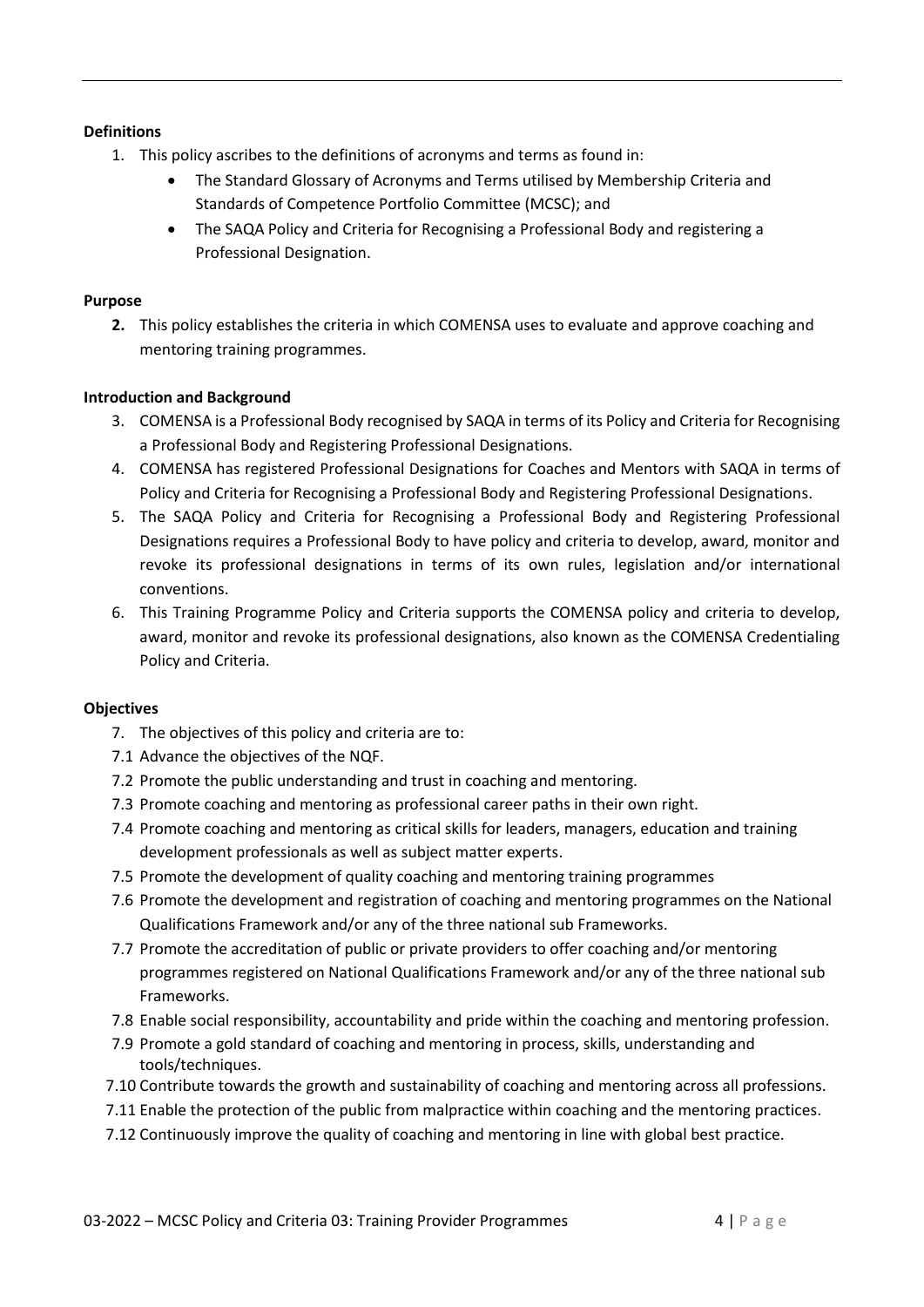**Definitions**

1. This policy ascribes to the definitions of acronyms and terms as found in:
    - The Standard Glossary of Acronyms and Terms utilised by Membership Criteria and Standards of Competence Portfolio Committee (MCSC); and
    - The SAQA Policy and Criteria for Recognising a Professional Body and registering a Professional Designation.

**Purpose**

2. This policy establishes the criteria in which COMENSA uses to evaluate and approve coaching and mentoring training programmes.

**Introduction and Background**

3. COMENSA is a Professional Body recognised by SAQA in terms of its Policy and Criteria for Recognising a Professional Body and Registering Professional Designations.
4. COMENSA has registered Professional Designations for Coaches and Mentors with SAQA in terms of Policy and Criteria for Recognising a Professional Body and Registering Professional Designations.
5. The SAQA Policy and Criteria for Recognising a Professional Body and Registering Professional Designations requires a Professional Body to have policy and criteria to develop, award, monitor and revoke its professional designations in terms of its own rules, legislation and/or international conventions.
6. This Training Programme Policy and Criteria supports the COMENSA policy and criteria to develop, award, monitor and revoke its professional designations, also known as the COMENSA Credentialing Policy and Criteria.

**Objectives**

7. The objectives of this policy and criteria are to:

7.1 Advance the objectives of the NQF.

7.2 Promote the public understanding and trust in coaching and mentoring.

7.3 Promote coaching and mentoring as professional career paths in their own right.

7.4 Promote coaching and mentoring as critical skills for leaders, managers, education and training development professionals as well as subject matter experts.

7.5 Promote the development of quality coaching and mentoring training programmes

7.6 Promote the development and registration of coaching and mentoring programmes on the National Qualifications Framework and/or any of the three national sub Frameworks.

7.7 Promote the accreditation of public or private providers to offer coaching and/or mentoring programmes registered on National Qualifications Framework and/or any of the three national sub Frameworks.

7.8 Enable social responsibility, accountability and pride within the coaching and mentoring profession.

7.9 Promote a gold standard of coaching and mentoring in process, skills, understanding and tools/techniques.

7.10 Contribute towards the growth and sustainability of coaching and mentoring across all professions.

7.11 Enable the protection of the public from malpractice within coaching and the mentoring practices.

7.12 Continuously improve the quality of coaching and mentoring in line with global best practice.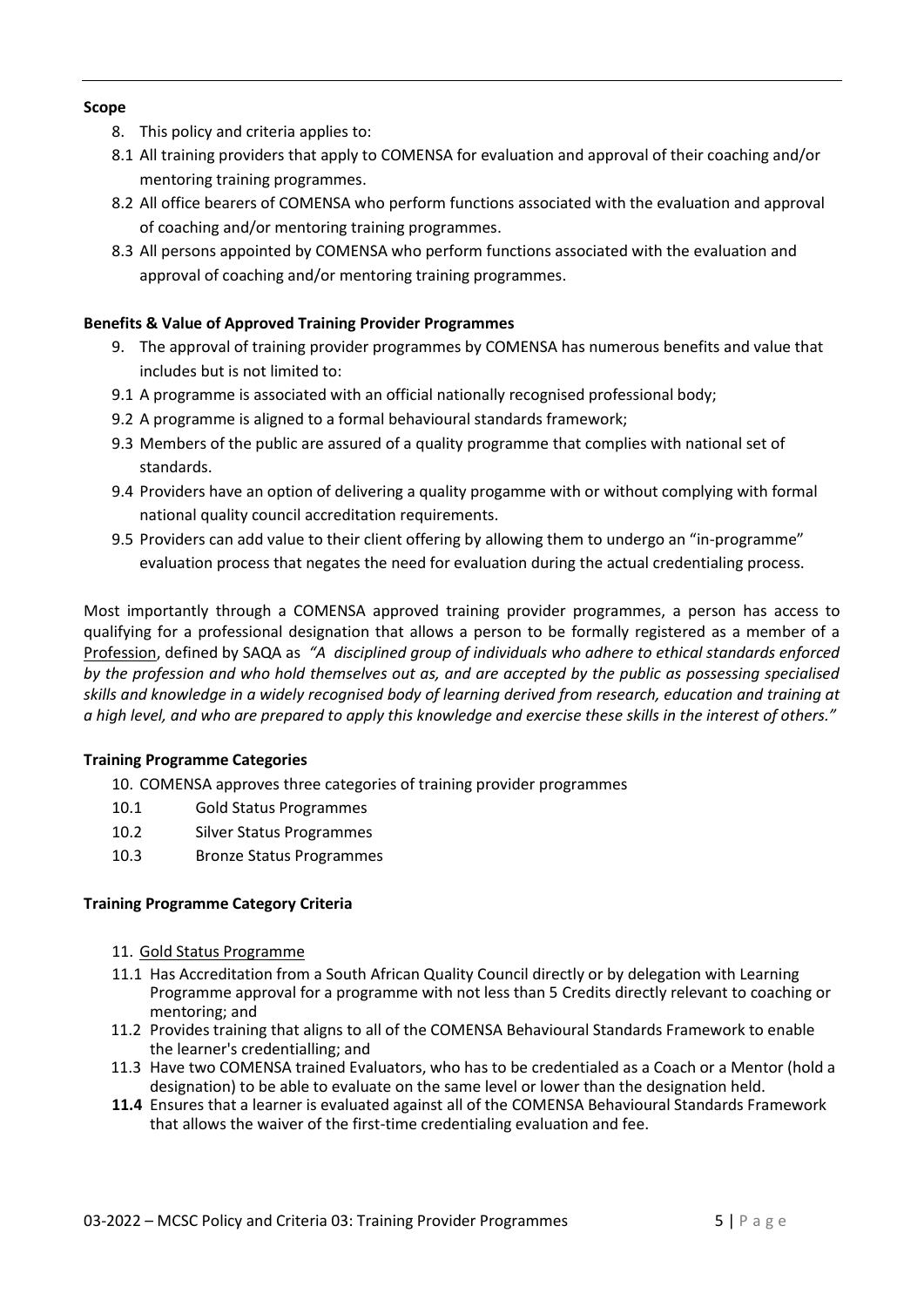**Scope**

8. This policy and criteria applies to:

8.1 All training providers that apply to COMENSA for evaluation and approval of their coaching and/or mentoring training programmes.

8.2 All office bearers of COMENSA who perform functions associated with the evaluation and approval of coaching and/or mentoring training programmes.

8.3 All persons appointed by COMENSA who perform functions associated with the evaluation and approval of coaching and/or mentoring training programmes.

**Benefits & Value of Approved Training Provider Programmes**

9. The approval of training provider programmes by COMENSA has numerous benefits and value that includes but is not limited to:

9.1 A programme is associated with an official nationally recognised professional body;

9.2 A programme is aligned to a formal behavioural standards framework;

9.3 Members of the public are assured of a quality programme that complies with national set of standards.

9.4 Providers have an option of delivering a quality progamme with or without complying with formal national quality council accreditation requirements.

9.5 Providers can add value to their client offering by allowing them to undergo an "in-programme" evaluation process that negates the need for evaluation during the actual credentialing process.

Most importantly through a COMENSA approved training provider programmes, a person has access to qualifying for a professional designation that allows a person to be formally registered as a member of a Profession, defined by SAQA as *"A disciplined group of individuals who adhere to ethical standards enforced by the profession and who hold themselves out as, and are accepted by the public as possessing specialised skills and knowledge in a widely recognised body of learning derived from research, education and training at a high level, and who are prepared to apply this knowledge and exercise these skills in the interest of others."*

**Training Programme Categories**

10. COMENSA approves three categories of training provider programmes

10.1 Gold Status Programmes

10.2 Silver Status Programmes

10.3 Bronze Status Programmes

**Training Programme Category Criteria**

11. Gold Status Programme

11.1 Has Accreditation from a South African Quality Council directly or by delegation with Learning Programme approval for a programme with not less than 5 Credits directly relevant to coaching or mentoring; and

11.2 Provides training that aligns to all of the COMENSA Behavioural Standards Framework to enable the learner's credentialling; and

11.3 Have two COMENSA trained Evaluators, who has to be credentialed as a Coach or a Mentor (hold a designation) to be able to evaluate on the same level or lower than the designation held.

**11.4** Ensures that a learner is evaluated against all of the COMENSA Behavioural Standards Framework that allows the waiver of the first-time credentialing evaluation and fee.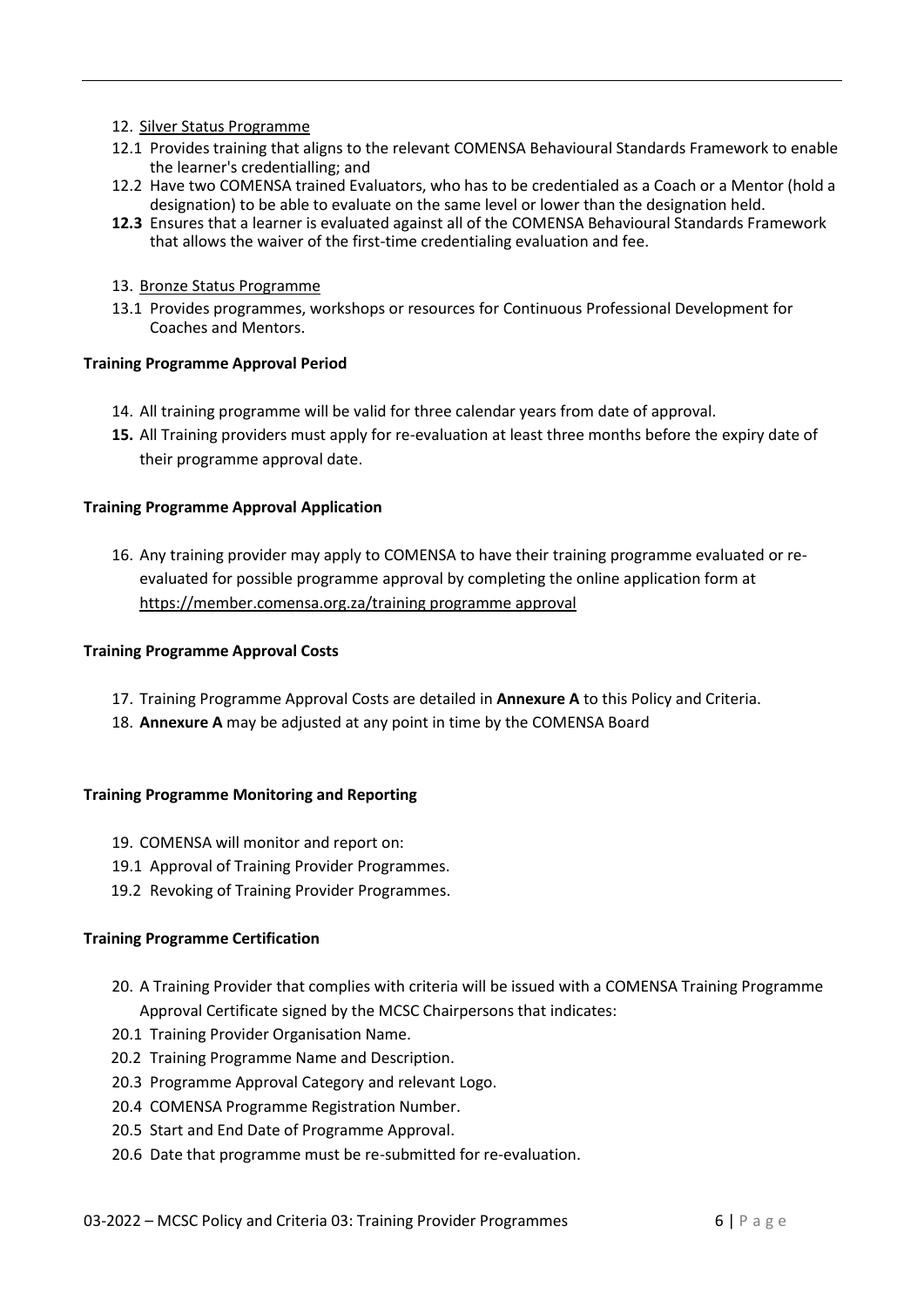12. Silver Status Programme

12.1 Provides training that aligns to the relevant COMENSA Behavioural Standards Framework to enable the learner's credentialling; and

12.2 Have two COMENSA trained Evaluators, who has to be credentialed as a Coach or a Mentor (hold a designation) to be able to evaluate on the same level or lower than the designation held.

**12.3** Ensures that a learner is evaluated against all of the COMENSA Behavioural Standards Framework that allows the waiver of the first-time credentialing evaluation and fee.

13. Bronze Status Programme

13.1 Provides programmes, workshops or resources for Continuous Professional Development for Coaches and Mentors.

**Training Programme Approval Period**

14. All training programme will be valid for three calendar years from date of approval.
15. All Training providers must apply for re-evaluation at least three months before the expiry date of their programme approval date.

**Training Programme Approval Application**

16. Any training provider may apply to COMENSA to have their training programme evaluated or re-evaluated for possible programme approval by completing the online application form at https://member.comensa.org.za/training programme approval

**Training Programme Approval Costs**

17. Training Programme Approval Costs are detailed in **Annexure A** to this Policy and Criteria.
18. **Annexure A** may be adjusted at any point in time by the COMENSA Board

**Training Programme Monitoring and Reporting**

19. COMENSA will monitor and report on:

19.1 Approval of Training Provider Programmes.

19.2 Revoking of Training Provider Programmes.

**Training Programme Certification**

20. A Training Provider that complies with criteria will be issued with a COMENSA Training Programme Approval Certificate signed by the MCSC Chairpersons that indicates:

20.1 Training Provider Organisation Name.

20.2 Training Programme Name and Description.

20.3 Programme Approval Category and relevant Logo.

20.4 COMENSA Programme Registration Number.

20.5 Start and End Date of Programme Approval.

20.6 Date that programme must be re-submitted for re-evaluation.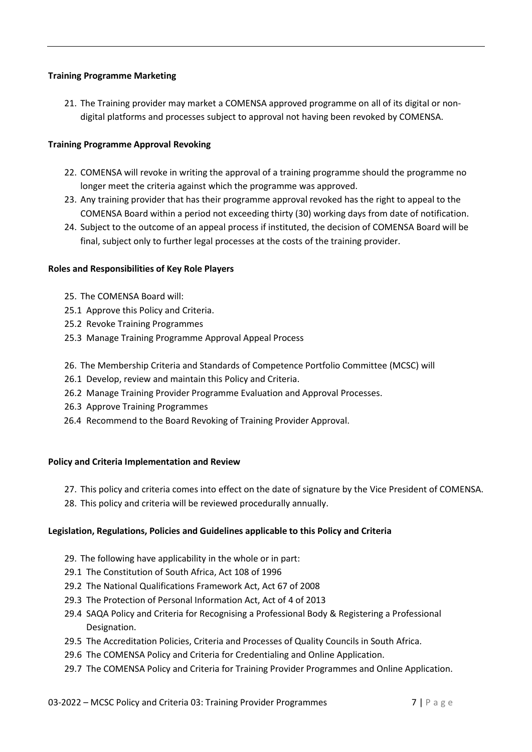**Training Programme Marketing**

21. The Training provider may market a COMENSA approved programme on all of its digital or non-digital platforms and processes subject to approval not having been revoked by COMENSA.

**Training Programme Approval Revoking**

22. COMENSA will revoke in writing the approval of a training programme should the programme no longer meet the criteria against which the programme was approved.
23. Any training provider that has their programme approval revoked has the right to appeal to the COMENSA Board within a period not exceeding thirty (30) working days from date of notification.
24. Subject to the outcome of an appeal process if instituted, the decision of COMENSA Board will be final, subject only to further legal processes at the costs of the training provider.

**Roles and Responsibilities of Key Role Players**

25. The COMENSA Board will:

25.1 Approve this Policy and Criteria.

25.2 Revoke Training Programmes

25.3 Manage Training Programme Approval Appeal Process

26. The Membership Criteria and Standards of Competence Portfolio Committee (MCSC) will

26.1 Develop, review and maintain this Policy and Criteria.

26.2 Manage Training Provider Programme Evaluation and Approval Processes.

26.3 Approve Training Programmes

26.4 Recommend to the Board Revoking of Training Provider Approval.

**Policy and Criteria Implementation and Review**

27. This policy and criteria comes into effect on the date of signature by the Vice President of COMENSA.
28. This policy and criteria will be reviewed procedurally annually.

**Legislation, Regulations, Policies and Guidelines applicable to this Policy and Criteria**

29. The following have applicability in the whole or in part:

29.1 The Constitution of South Africa, Act 108 of 1996

29.2 The National Qualifications Framework Act, Act 67 of 2008

29.3 The Protection of Personal Information Act, Act of 4 of 2013

29.4 SAQA Policy and Criteria for Recognising a Professional Body & Registering a Professional Designation.

29.5 The Accreditation Policies, Criteria and Processes of Quality Councils in South Africa.

29.6 The COMENSA Policy and Criteria for Credentialing and Online Application.

29.7 The COMENSA Policy and Criteria for Training Provider Programmes and Online Application.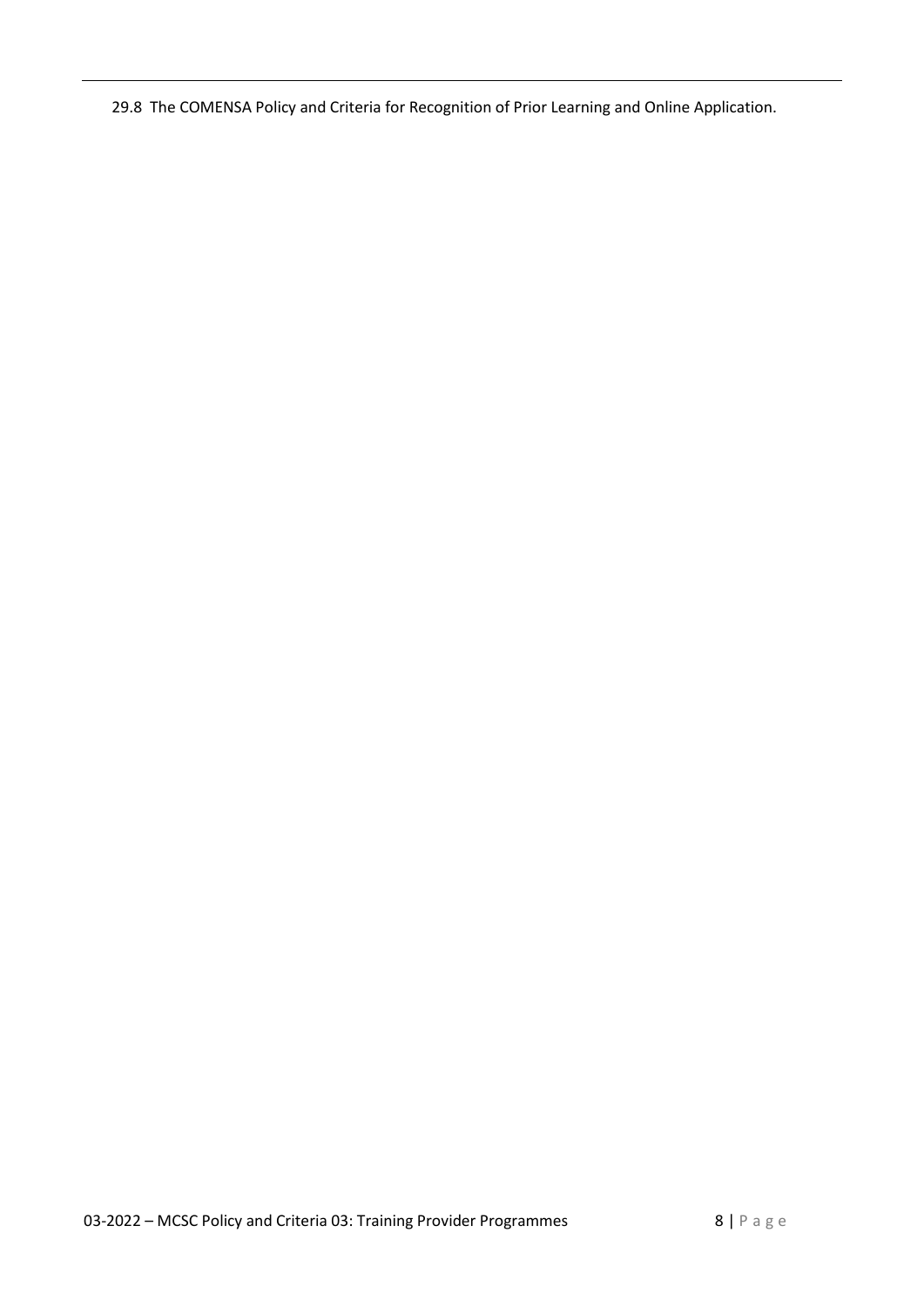29.8 The COMENSA Policy and Criteria for Recognition of Prior Learning and Online Application.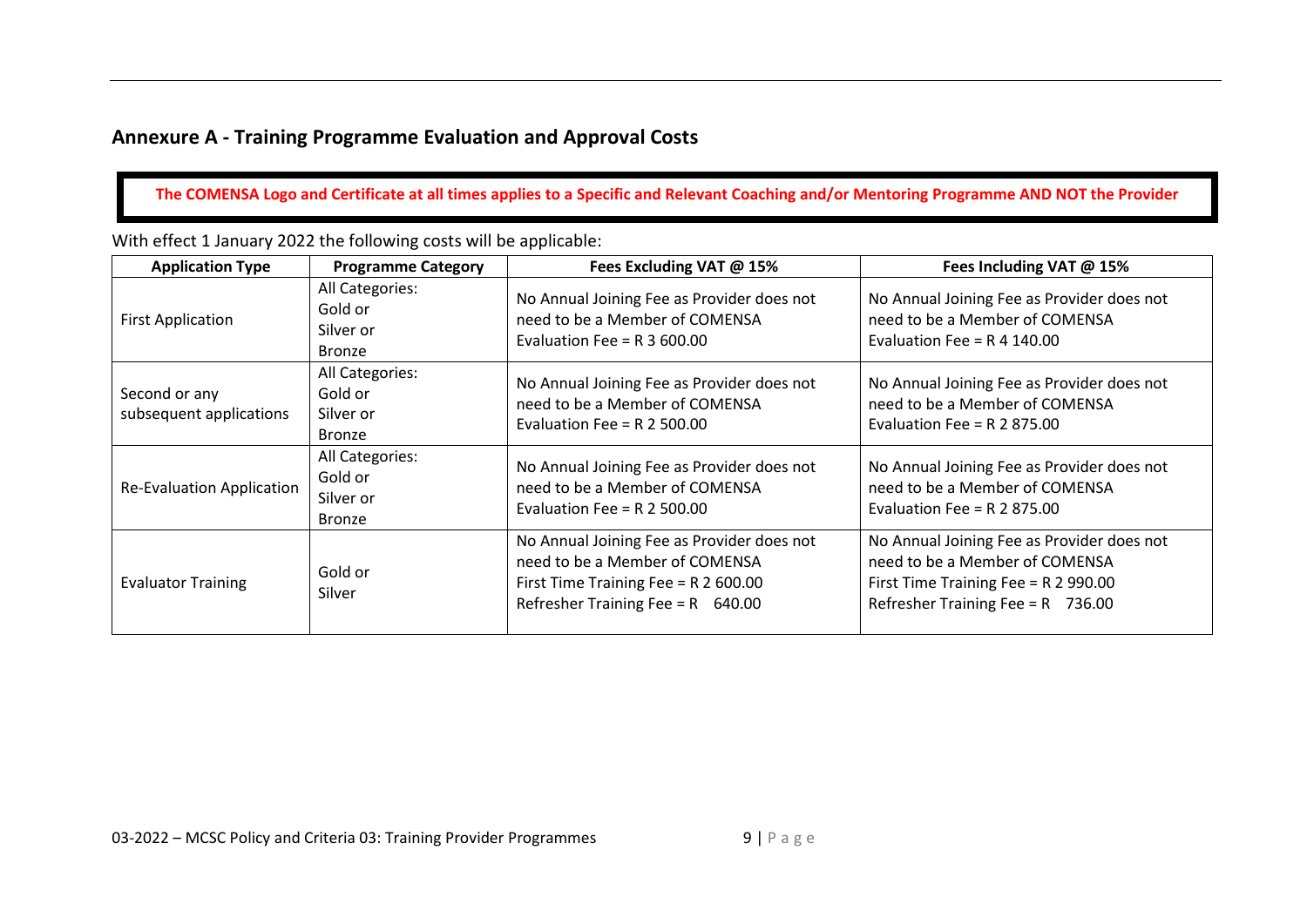## Annexure A - Training Programme Evaluation and Approval Costs

**The COMENSA Logo and Certificate at all times applies to a Specific and Relevant Coaching and/or Mentoring Programme AND NOT the Provider**

With effect 1 January 2022 the following costs will be applicable:

| Application Type | Programme Category | Fees Excluding VAT @ 15% | Fees Including VAT @ 15% |
|---|---|---|---|
| First Application | All Categories: Gold or Silver or Bronze | No Annual Joining Fee as Provider does not need to be a Member of COMENSA<br>Evaluation Fee = R 3 600.00 | No Annual Joining Fee as Provider does not need to be a Member of COMENSA<br>Evaluation Fee = R 4 140.00 |
| Second or any subsequent applications | All Categories: Gold or Silver or Bronze | No Annual Joining Fee as Provider does not need to be a Member of COMENSA<br>Evaluation Fee = R 2 500.00 | No Annual Joining Fee as Provider does not need to be a Member of COMENSA<br>Evaluation Fee = R 2 875.00 |
| Re-Evaluation Application | All Categories: Gold or Silver or Bronze | No Annual Joining Fee as Provider does not need to be a Member of COMENSA<br>Evaluation Fee = R 2 500.00 | No Annual Joining Fee as Provider does not need to be a Member of COMENSA<br>Evaluation Fee = R 2 875.00 |
| Evaluator Training | Gold or Silver | No Annual Joining Fee as Provider does not need to be a Member of COMENSA<br>First Time Training Fee = R 2 600.00<br>Refresher Training Fee = R 640.00 | No Annual Joining Fee as Provider does not need to be a Member of COMENSA<br>First Time Training Fee = R 2 990.00<br>Refresher Training Fee = R 736.00 |